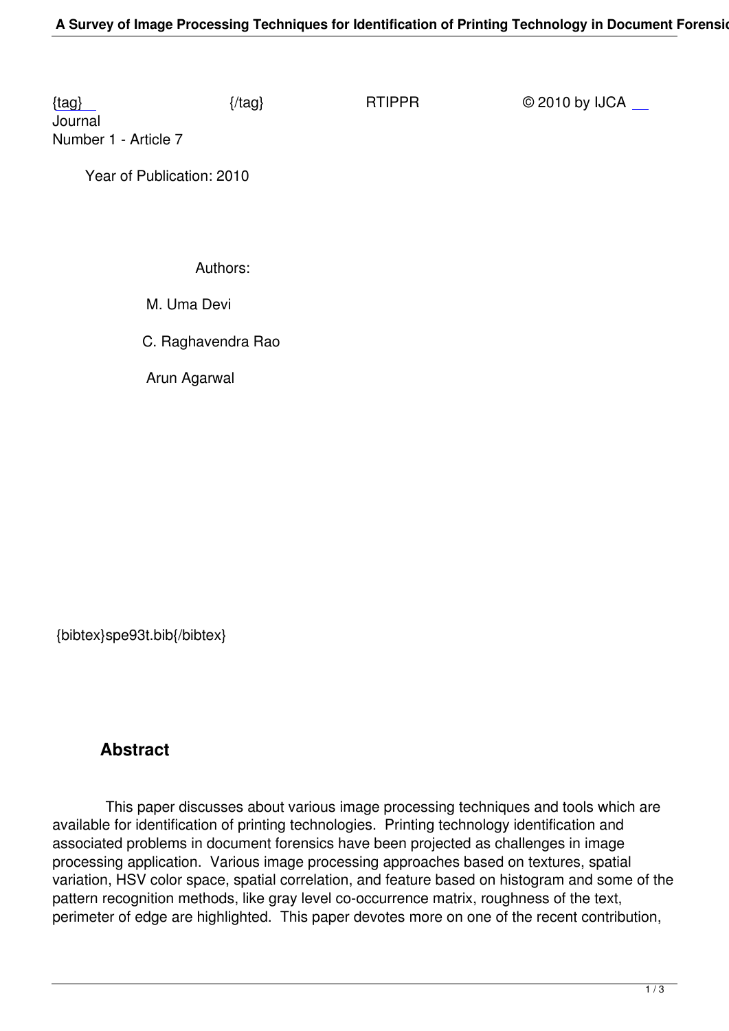{tag} {/tag} RTIPPR © 2010 by IJCA
Journal
Number 1 - Article 7

Year of Publication: 2010

Authors:

M. Uma Devi

C. Raghavendra Rao

Arun Agarwal

{bibtex}spe93t.bib{/bibtex}

## Abstract

This paper discusses about various image processing techniques and tools which are available for identification of printing technologies. Printing technology identification and associated problems in document forensics have been projected as challenges in image processing application. Various image processing approaches based on textures, spatial variation, HSV color space, spatial correlation, and feature based on histogram and some of the pattern recognition methods, like gray level co-occurrence matrix, roughness of the text, perimeter of edge are highlighted. This paper devotes more on one of the recent contribution,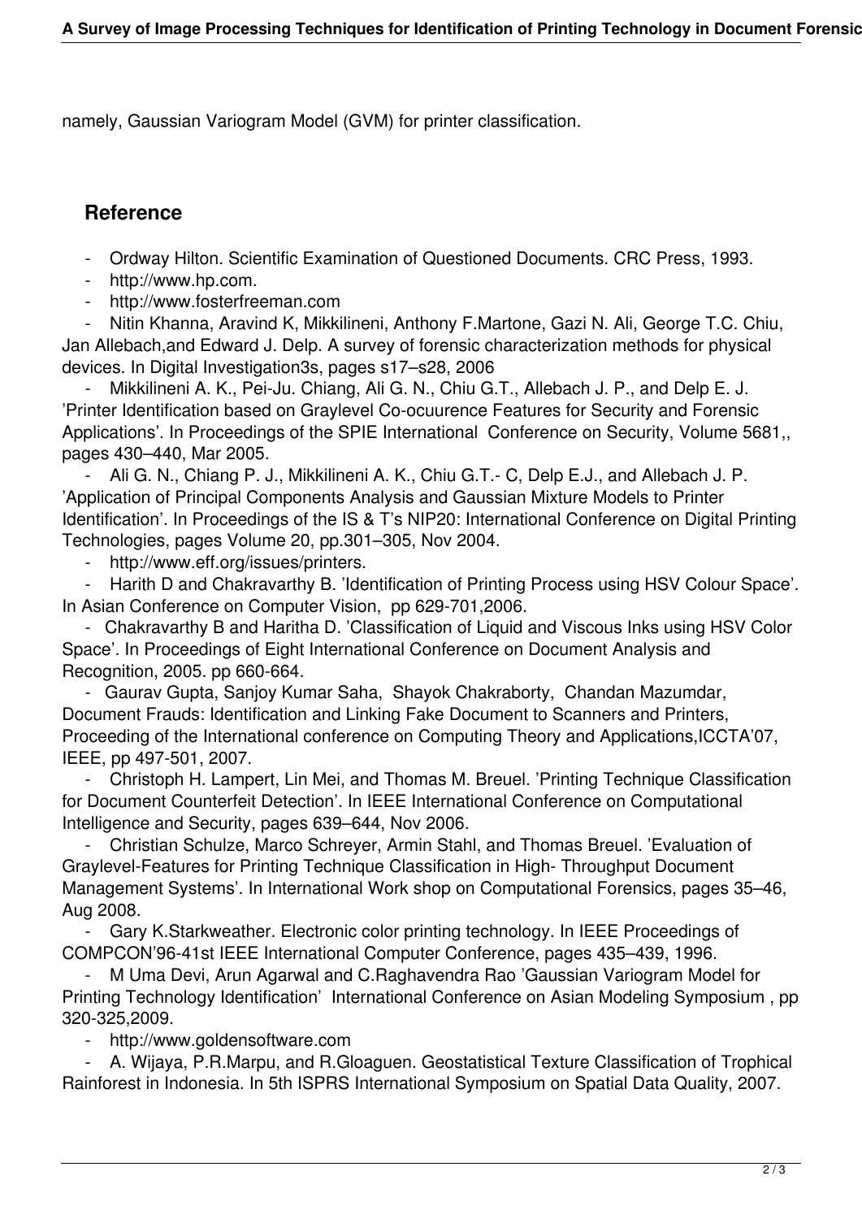namely, Gaussian Variogram Model (GVM) for printer classification.

## Reference

- Ordway Hilton. Scientific Examination of Questioned Documents. CRC Press, 1993.
- http://www.hp.com.
- http://www.fosterfreeman.com
- Nitin Khanna, Aravind K, Mikkilineni, Anthony F.Martone, Gazi N. Ali, George T.C. Chiu, Jan Allebach,and Edward J. Delp. A survey of forensic characterization methods for physical devices. In Digital Investigation3s, pages s17–s28, 2006
- Mikkilineni A. K., Pei-Ju. Chiang, Ali G. N., Chiu G.T., Allebach J. P., and Delp E. J. 'Printer Identification based on Graylevel Co-ocuurence Features for Security and Forensic Applications'. In Proceedings of the SPIE International Conference on Security, Volume 5681,, pages 430–440, Mar 2005.
- Ali G. N., Chiang P. J., Mikkilineni A. K., Chiu G.T.- C, Delp E.J., and Allebach J. P. 'Application of Principal Components Analysis and Gaussian Mixture Models to Printer Identification'. In Proceedings of the IS & T's NIP20: International Conference on Digital Printing Technologies, pages Volume 20, pp.301–305, Nov 2004.
- http://www.eff.org/issues/printers.
- Harith D and Chakravarthy B. 'Identification of Printing Process using HSV Colour Space'. In Asian Conference on Computer Vision, pp 629-701,2006.
- Chakravarthy B and Haritha D. 'Classification of Liquid and Viscous Inks using HSV Color Space'. In Proceedings of Eight International Conference on Document Analysis and Recognition, 2005. pp 660-664.
- Gaurav Gupta, Sanjoy Kumar Saha, Shayok Chakraborty, Chandan Mazumdar, Document Frauds: Identification and Linking Fake Document to Scanners and Printers, Proceeding of the International conference on Computing Theory and Applications,ICCTA'07, IEEE, pp 497-501, 2007.
- Christoph H. Lampert, Lin Mei, and Thomas M. Breuel. 'Printing Technique Classification for Document Counterfeit Detection'. In IEEE International Conference on Computational Intelligence and Security, pages 639–644, Nov 2006.
- Christian Schulze, Marco Schreyer, Armin Stahl, and Thomas Breuel. 'Evaluation of Graylevel-Features for Printing Technique Classification in High- Throughput Document Management Systems'. In International Work shop on Computational Forensics, pages 35–46, Aug 2008.
- Gary K.Starkweather. Electronic color printing technology. In IEEE Proceedings of COMPCON'96-41st IEEE International Computer Conference, pages 435–439, 1996.
- M Uma Devi, Arun Agarwal and C.Raghavendra Rao 'Gaussian Variogram Model for Printing Technology Identification' International Conference on Asian Modeling Symposium , pp 320-325,2009.
- http://www.goldensoftware.com
- A. Wijaya, P.R.Marpu, and R.Gloaguen. Geostatistical Texture Classification of Trophical Rainforest in Indonesia. In 5th ISPRS International Symposium on Spatial Data Quality, 2007.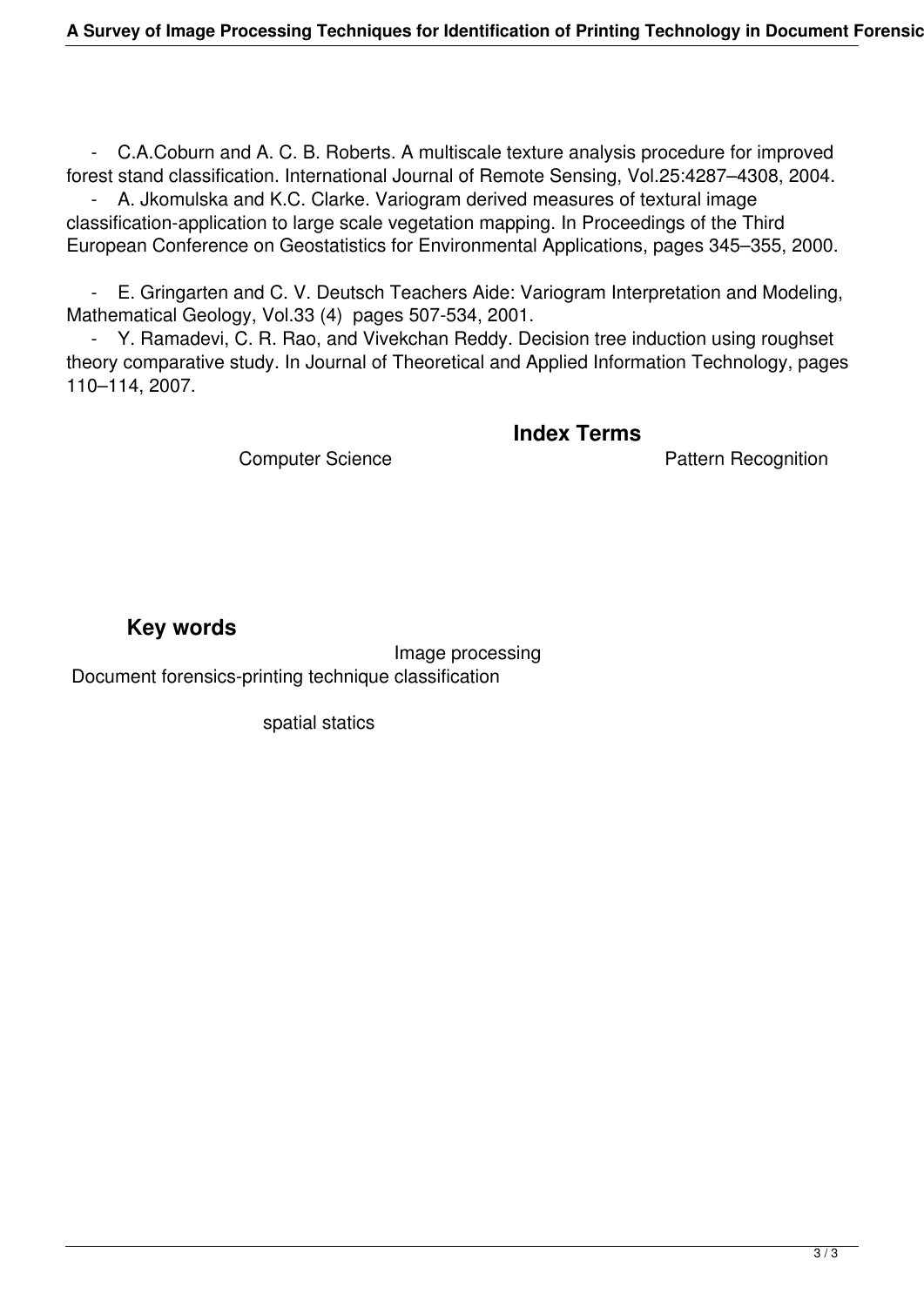- C.A.Coburn and A. C. B. Roberts. A multiscale texture analysis procedure for improved forest stand classification. International Journal of Remote Sensing, Vol.25:4287–4308, 2004.
- A. Jkomulska and K.C. Clarke. Variogram derived measures of textural image classification-application to large scale vegetation mapping. In Proceedings of the Third European Conference on Geostatistics for Environmental Applications, pages 345–355, 2000.
- E. Gringarten and C. V. Deutsch Teachers Aide: Variogram Interpretation and Modeling, Mathematical Geology, Vol.33 (4) pages 507-534, 2001.
- Y. Ramadevi, C. R. Rao, and Vivekchan Reddy. Decision tree induction using roughset theory comparative study. In Journal of Theoretical and Applied Information Technology, pages 110–114, 2007.

## Index Terms

Computer Science

Pattern Recognition

## Key words

Image processing

Document forensics-printing technique classification

spatial statics